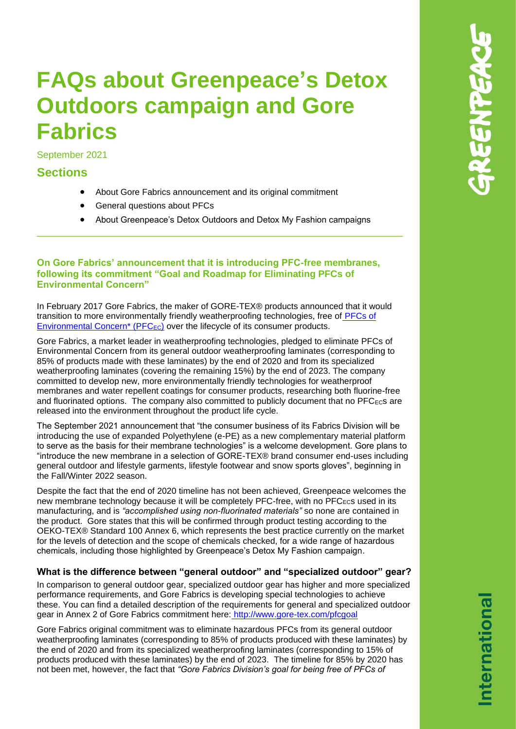# FAQs about Greenpeace's Detox Outdoors campaign and Gore Fabrics

September 2021

## Sections

- About Gore Fabrics announcement and its original commitment
- General questions about PFCs
- About Greenpeace's Detox Outdoors and Detox My Fashion campaigns

---

### On Gore Fabrics' announcement that it is introducing PFC-free membranes, following its commitment "Goal and Roadmap for Eliminating PFCs of Environmental Concern"

In February 2017 Gore Fabrics, the maker of GORE-TEX® products announced that it would transition to more environmentally friendly weatherproofing technologies, free of PFCs of Environmental Concern* ($PFC_{EC}$) over the lifecycle of its consumer products.

Gore Fabrics, a market leader in weatherproofing technologies, pledged to eliminate PFCs of Environmental Concern from its general outdoor weatherproofing laminates (corresponding to 85% of products made with these laminates) by the end of 2020 and from its specialized weatherproofing laminates (covering the remaining 15%) by the end of 2023. The company committed to develop new, more environmentally friendly technologies for weatherproof membranes and water repellent coatings for consumer products, researching both fluorine-free and fluorinated options. The company also committed to publicly document that no $PFC_{EC}$s are released into the environment throughout the product life cycle.

The September 2021 announcement that "the consumer business of its Fabrics Division will be introducing the use of expanded Polyethylene (e-PE) as a new complementary material platform to serve as the basis for their membrane technologies" is a welcome development. Gore plans to "introduce the new membrane in a selection of GORE-TEX® brand consumer end-uses including general outdoor and lifestyle garments, lifestyle footwear and snow sports gloves", beginning in the Fall/Winter 2022 season.

Despite the fact that the end of 2020 timeline has not been achieved, Greenpeace welcomes the new membrane technology because it will be completely PFC-free, with no $PFC_{EC}$s used in its manufacturing, and is *"accomplished using non-fluorinated materials"* so none are contained in the product. Gore states that this will be confirmed through product testing according to the OEKO-TEX® Standard 100 Annex 6, which represents the best practice currently on the market for the levels of detection and the scope of chemicals checked, for a wide range of hazardous chemicals, including those highlighted by Greenpeace's Detox My Fashion campaign.

### What is the difference between "general outdoor" and "specialized outdoor" gear?

In comparison to general outdoor gear, specialized outdoor gear has higher and more specialized performance requirements, and Gore Fabrics is developing special technologies to achieve these. You can find a detailed description of the requirements for general and specialized outdoor gear in Annex 2 of Gore Fabrics commitment here: http://www.gore-tex.com/pfcgoal

Gore Fabrics original commitment was to eliminate hazardous PFCs from its general outdoor weatherproofing laminates (corresponding to 85% of products produced with these laminates) by the end of 2020 and from its specialized weatherproofing laminates (corresponding to 15% of products produced with these laminates) by the end of 2023. The timeline for 85% by 2020 has not been met, however, the fact that *"Gore Fabrics Division's goal for being free of PFCs of*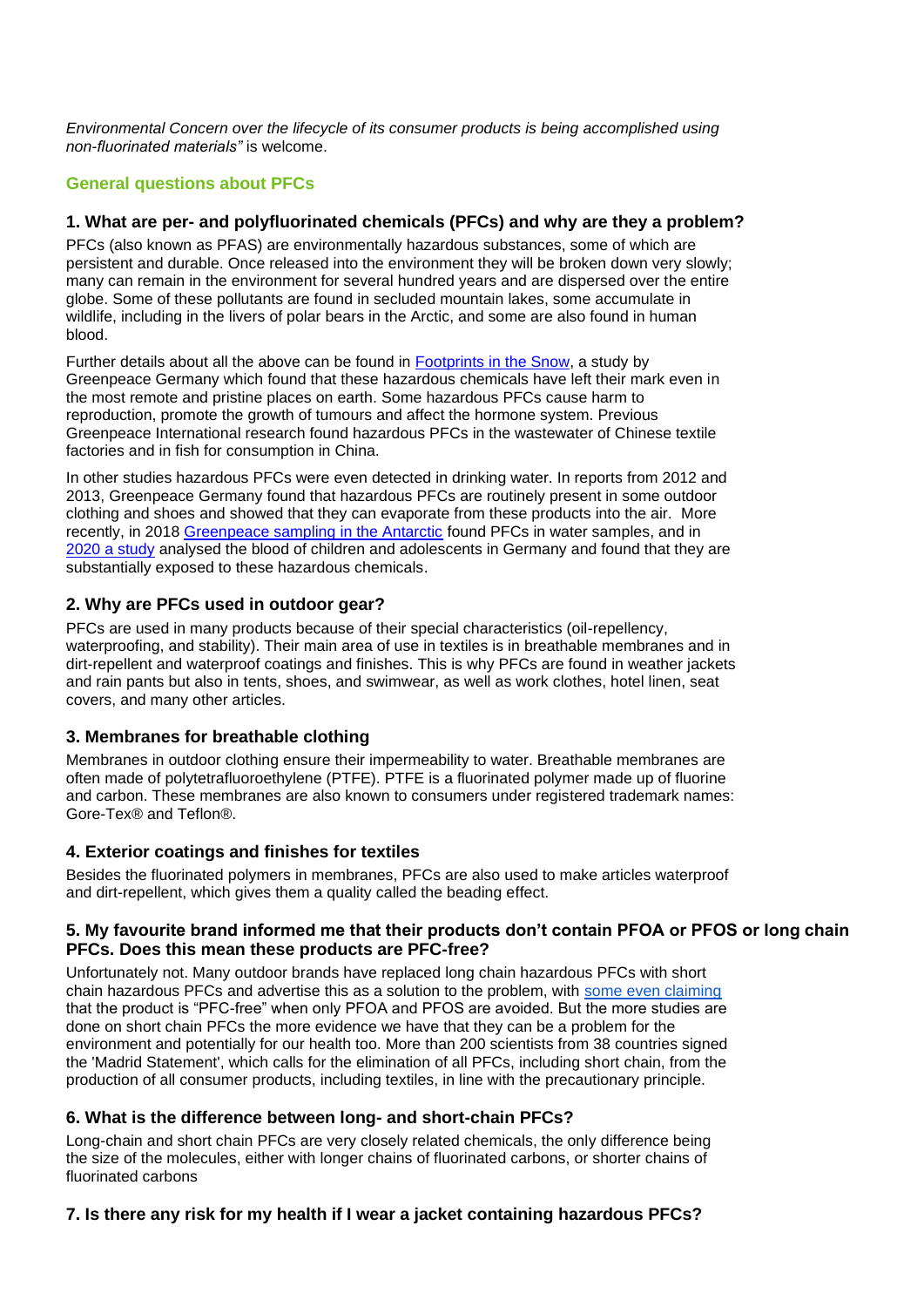*Environmental Concern over the lifecycle of its consumer products is being accomplished using non-fluorinated materials"* is welcome.

## General questions about PFCs

### 1. What are per- and polyfluorinated chemicals (PFCs) and why are they a problem?

PFCs (also known as PFAS) are environmentally hazardous substances, some of which are persistent and durable. Once released into the environment they will be broken down very slowly; many can remain in the environment for several hundred years and are dispersed over the entire globe. Some of these pollutants are found in secluded mountain lakes, some accumulate in wildlife, including in the livers of polar bears in the Arctic, and some are also found in human blood.

Further details about all the above can be found in Footprints in the Snow, a study by Greenpeace Germany which found that these hazardous chemicals have left their mark even in the most remote and pristine places on earth. Some hazardous PFCs cause harm to reproduction, promote the growth of tumours and affect the hormone system. Previous Greenpeace International research found hazardous PFCs in the wastewater of Chinese textile factories and in fish for consumption in China.

In other studies hazardous PFCs were even detected in drinking water. In reports from 2012 and 2013, Greenpeace Germany found that hazardous PFCs are routinely present in some outdoor clothing and shoes and showed that they can evaporate from these products into the air. More recently, in 2018 Greenpeace sampling in the Antarctic found PFCs in water samples, and in 2020 a study analysed the blood of children and adolescents in Germany and found that they are substantially exposed to these hazardous chemicals.

### 2. Why are PFCs used in outdoor gear?

PFCs are used in many products because of their special characteristics (oil-repellency, waterproofing, and stability). Their main area of use in textiles is in breathable membranes and in dirt-repellent and waterproof coatings and finishes. This is why PFCs are found in weather jackets and rain pants but also in tents, shoes, and swimwear, as well as work clothes, hotel linen, seat covers, and many other articles.

### 3. Membranes for breathable clothing

Membranes in outdoor clothing ensure their impermeability to water. Breathable membranes are often made of polytetrafluoroethylene (PTFE). PTFE is a fluorinated polymer made up of fluorine and carbon. These membranes are also known to consumers under registered trademark names: Gore-Tex® and Teflon®.

### 4. Exterior coatings and finishes for textiles

Besides the fluorinated polymers in membranes, PFCs are also used to make articles waterproof and dirt-repellent, which gives them a quality called the beading effect.

### 5. My favourite brand informed me that their products don't contain PFOA or PFOS or long chain PFCs. Does this mean these products are PFC-free?

Unfortunately not. Many outdoor brands have replaced long chain hazardous PFCs with short chain hazardous PFCs and advertise this as a solution to the problem, with some even claiming that the product is "PFC-free" when only PFOA and PFOS are avoided. But the more studies are done on short chain PFCs the more evidence we have that they can be a problem for the environment and potentially for our health too. More than 200 scientists from 38 countries signed the 'Madrid Statement', which calls for the elimination of all PFCs, including short chain, from the production of all consumer products, including textiles, in line with the precautionary principle.

### 6. What is the difference between long- and short-chain PFCs?

Long-chain and short chain PFCs are very closely related chemicals, the only difference being the size of the molecules, either with longer chains of fluorinated carbons, or shorter chains of fluorinated carbons

### 7. Is there any risk for my health if I wear a jacket containing hazardous PFCs?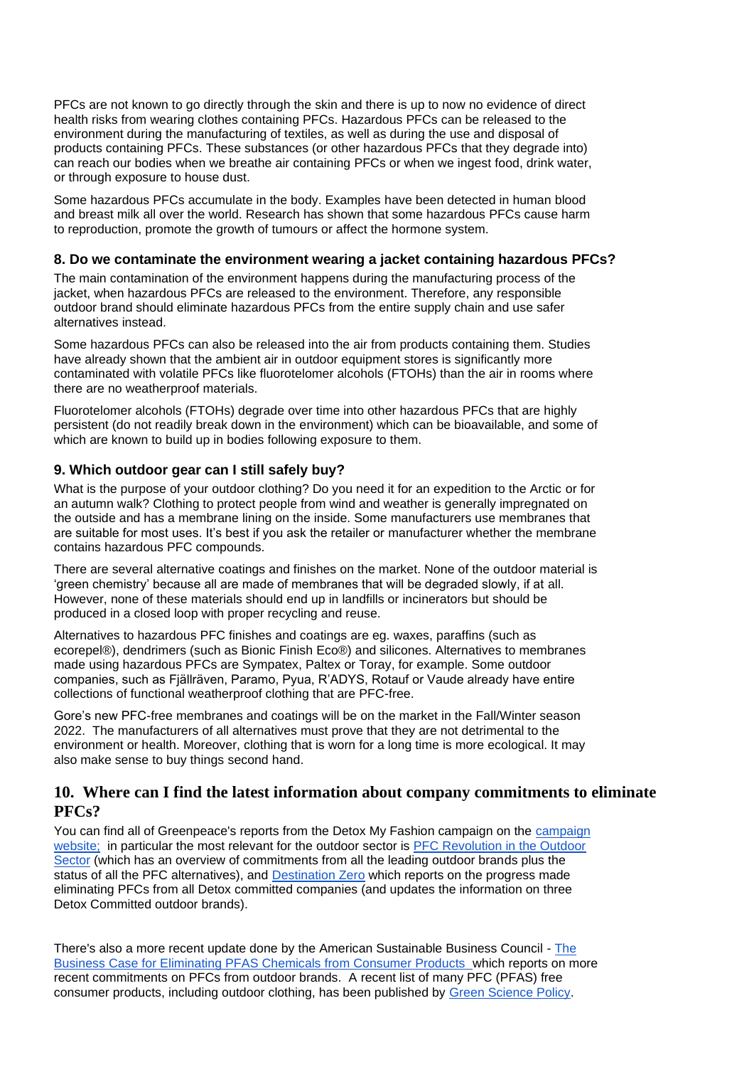PFCs are not known to go directly through the skin and there is up to now no evidence of direct health risks from wearing clothes containing PFCs. Hazardous PFCs can be released to the environment during the manufacturing of textiles, as well as during the use and disposal of products containing PFCs. These substances (or other hazardous PFCs that they degrade into) can reach our bodies when we breathe air containing PFCs or when we ingest food, drink water, or through exposure to house dust.

Some hazardous PFCs accumulate in the body. Examples have been detected in human blood and breast milk all over the world. Research has shown that some hazardous PFCs cause harm to reproduction, promote the growth of tumours or affect the hormone system.

### 8. Do we contaminate the environment wearing a jacket containing hazardous PFCs?

The main contamination of the environment happens during the manufacturing process of the jacket, when hazardous PFCs are released to the environment. Therefore, any responsible outdoor brand should eliminate hazardous PFCs from the entire supply chain and use safer alternatives instead.

Some hazardous PFCs can also be released into the air from products containing them. Studies have already shown that the ambient air in outdoor equipment stores is significantly more contaminated with volatile PFCs like fluorotelomer alcohols (FTOHs) than the air in rooms where there are no weatherproof materials.

Fluorotelomer alcohols (FTOHs) degrade over time into other hazardous PFCs that are highly persistent (do not readily break down in the environment) which can be bioavailable, and some of which are known to build up in bodies following exposure to them.

### 9. Which outdoor gear can I still safely buy?

What is the purpose of your outdoor clothing? Do you need it for an expedition to the Arctic or for an autumn walk? Clothing to protect people from wind and weather is generally impregnated on the outside and has a membrane lining on the inside. Some manufacturers use membranes that are suitable for most uses. It's best if you ask the retailer or manufacturer whether the membrane contains hazardous PFC compounds.

There are several alternative coatings and finishes on the market. None of the outdoor material is 'green chemistry' because all are made of membranes that will be degraded slowly, if at all. However, none of these materials should end up in landfills or incinerators but should be produced in a closed loop with proper recycling and reuse.

Alternatives to hazardous PFC finishes and coatings are eg. waxes, paraffins (such as ecorepel®), dendrimers (such as Bionic Finish Eco®) and silicones. Alternatives to membranes made using hazardous PFCs are Sympatex, Paltex or Toray, for example. Some outdoor companies, such as Fjällräven, Paramo, Pyua, R'ADYS, Rotauf or Vaude already have entire collections of functional weatherproof clothing that are PFC-free.

Gore's new PFC-free membranes and coatings will be on the market in the Fall/Winter season 2022. The manufacturers of all alternatives must prove that they are not detrimental to the environment or health. Moreover, clothing that is worn for a long time is more ecological. It may also make sense to buy things second hand.

## 10. Where can I find the latest information about company commitments to eliminate PFCs?

You can find all of Greenpeace's reports from the Detox My Fashion campaign on the campaign website; in particular the most relevant for the outdoor sector is PFC Revolution in the Outdoor Sector (which has an overview of commitments from all the leading outdoor brands plus the status of all the PFC alternatives), and Destination Zero which reports on the progress made eliminating PFCs from all Detox committed companies (and updates the information on three Detox Committed outdoor brands).

There's also a more recent update done by the American Sustainable Business Council - The Business Case for Eliminating PFAS Chemicals from Consumer Products which reports on more recent commitments on PFCs from outdoor brands. A recent list of many PFC (PFAS) free consumer products, including outdoor clothing, has been published by Green Science Policy.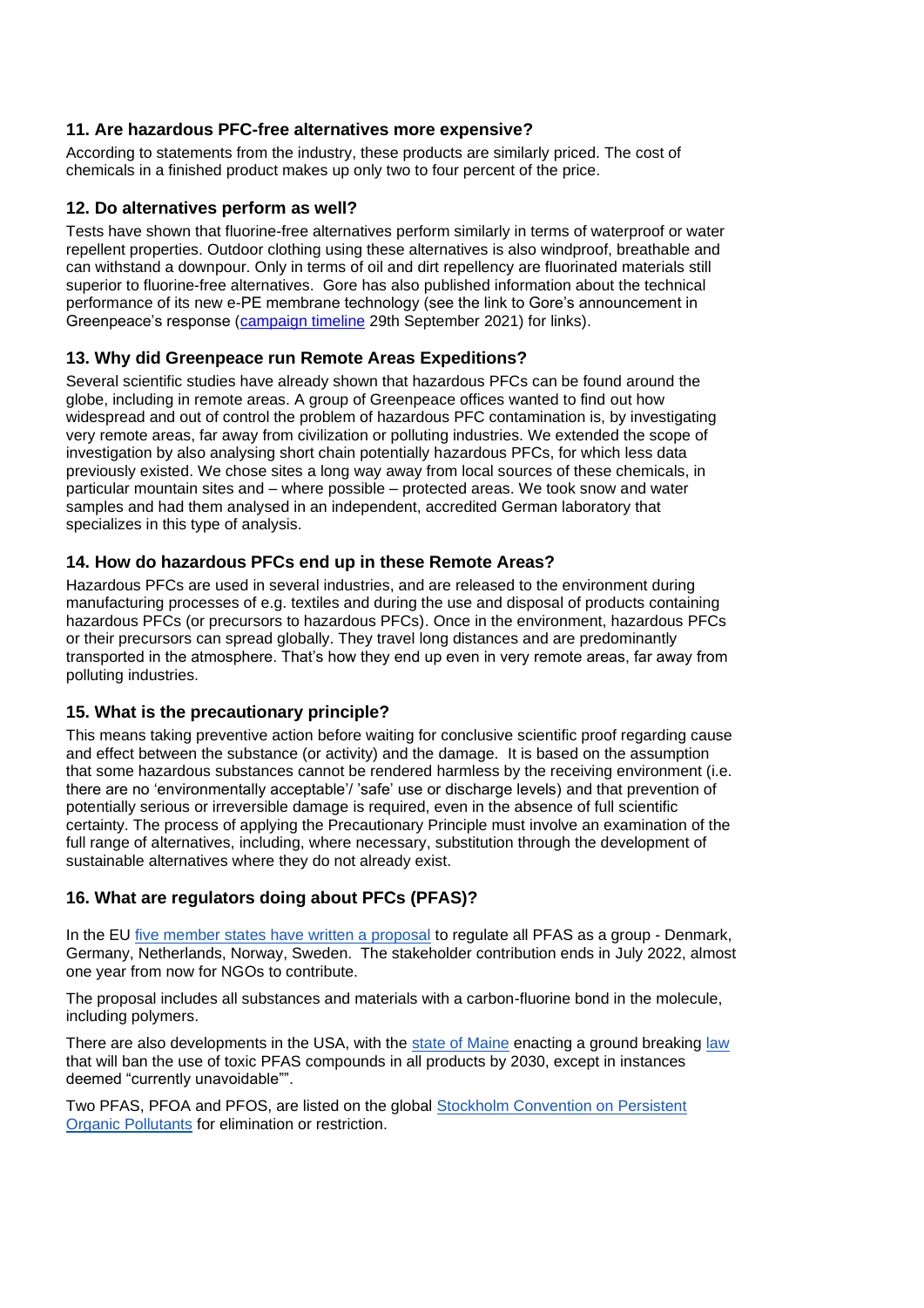### 11. Are hazardous PFC-free alternatives more expensive?

According to statements from the industry, these products are similarly priced. The cost of chemicals in a finished product makes up only two to four percent of the price.

### 12. Do alternatives perform as well?

Tests have shown that fluorine-free alternatives perform similarly in terms of waterproof or water repellent properties. Outdoor clothing using these alternatives is also windproof, breathable and can withstand a downpour. Only in terms of oil and dirt repellency are fluorinated materials still superior to fluorine-free alternatives. Gore has also published information about the technical performance of its new e-PE membrane technology (see the link to Gore's announcement in Greenpeace's response (campaign timeline 29th September 2021) for links).

### 13. Why did Greenpeace run Remote Areas Expeditions?

Several scientific studies have already shown that hazardous PFCs can be found around the globe, including in remote areas. A group of Greenpeace offices wanted to find out how widespread and out of control the problem of hazardous PFC contamination is, by investigating very remote areas, far away from civilization or polluting industries. We extended the scope of investigation by also analysing short chain potentially hazardous PFCs, for which less data previously existed. We chose sites a long way away from local sources of these chemicals, in particular mountain sites and – where possible – protected areas. We took snow and water samples and had them analysed in an independent, accredited German laboratory that specializes in this type of analysis.

### 14. How do hazardous PFCs end up in these Remote Areas?

Hazardous PFCs are used in several industries, and are released to the environment during manufacturing processes of e.g. textiles and during the use and disposal of products containing hazardous PFCs (or precursors to hazardous PFCs). Once in the environment, hazardous PFCs or their precursors can spread globally. They travel long distances and are predominantly transported in the atmosphere. That's how they end up even in very remote areas, far away from polluting industries.

### 15. What is the precautionary principle?

This means taking preventive action before waiting for conclusive scientific proof regarding cause and effect between the substance (or activity) and the damage. It is based on the assumption that some hazardous substances cannot be rendered harmless by the receiving environment (i.e. there are no 'environmentally acceptable'/ 'safe' use or discharge levels) and that prevention of potentially serious or irreversible damage is required, even in the absence of full scientific certainty. The process of applying the Precautionary Principle must involve an examination of the full range of alternatives, including, where necessary, substitution through the development of sustainable alternatives where they do not already exist.

### 16. What are regulators doing about PFCs (PFAS)?

In the EU five member states have written a proposal to regulate all PFAS as a group - Denmark, Germany, Netherlands, Norway, Sweden. The stakeholder contribution ends in July 2022, almost one year from now for NGOs to contribute.

The proposal includes all substances and materials with a carbon-fluorine bond in the molecule, including polymers.

There are also developments in the USA, with the state of Maine enacting a ground breaking law that will ban the use of toxic PFAS compounds in all products by 2030, except in instances deemed "currently unavoidable"".

Two PFAS, PFOA and PFOS, are listed on the global Stockholm Convention on Persistent Organic Pollutants for elimination or restriction.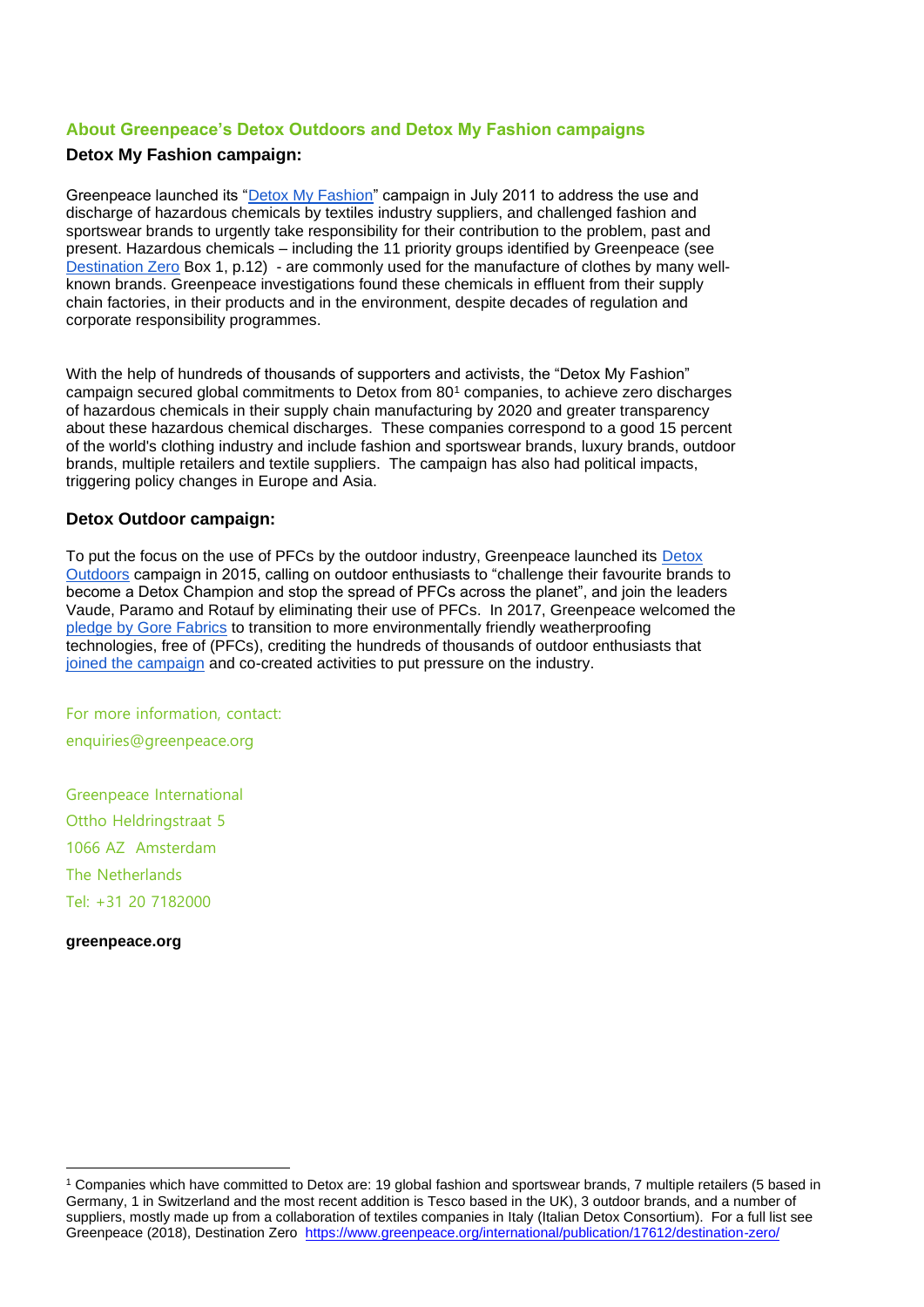## About Greenpeace's Detox Outdoors and Detox My Fashion campaigns

### Detox My Fashion campaign:

Greenpeace launched its "Detox My Fashion" campaign in July 2011 to address the use and discharge of hazardous chemicals by textiles industry suppliers, and challenged fashion and sportswear brands to urgently take responsibility for their contribution to the problem, past and present. Hazardous chemicals – including the 11 priority groups identified by Greenpeace (see Destination Zero Box 1, p.12) - are commonly used for the manufacture of clothes by many well-known brands. Greenpeace investigations found these chemicals in effluent from their supply chain factories, in their products and in the environment, despite decades of regulation and corporate responsibility programmes.

With the help of hundreds of thousands of supporters and activists, the "Detox My Fashion" campaign secured global commitments to Detox from 80[1] companies, to achieve zero discharges of hazardous chemicals in their supply chain manufacturing by 2020 and greater transparency about these hazardous chemical discharges. These companies correspond to a good 15 percent of the world's clothing industry and include fashion and sportswear brands, luxury brands, outdoor brands, multiple retailers and textile suppliers. The campaign has also had political impacts, triggering policy changes in Europe and Asia.

### Detox Outdoor campaign:

To put the focus on the use of PFCs by the outdoor industry, Greenpeace launched its Detox Outdoors campaign in 2015, calling on outdoor enthusiasts to "challenge their favourite brands to become a Detox Champion and stop the spread of PFCs across the planet", and join the leaders Vaude, Paramo and Rotauf by eliminating their use of PFCs. In 2017, Greenpeace welcomed the pledge by Gore Fabrics to transition to more environmentally friendly weatherproofing technologies, free of (PFCs), crediting the hundreds of thousands of outdoor enthusiasts that joined the campaign and co-created activities to put pressure on the industry.

For more information, contact:

enquiries@greenpeace.org

Greenpeace International
Ottho Heldringstraat 5
1066 AZ Amsterdam
The Netherlands
Tel: +31 20 7182000

**greenpeace.org**

---

[1] Companies which have committed to Detox are: 19 global fashion and sportswear brands, 7 multiple retailers (5 based in Germany, 1 in Switzerland and the most recent addition is Tesco based in the UK), 3 outdoor brands, and a number of suppliers, mostly made up from a collaboration of textiles companies in Italy (Italian Detox Consortium). For a full list see Greenpeace (2018), Destination Zero https://www.greenpeace.org/international/publication/17612/destination-zero/